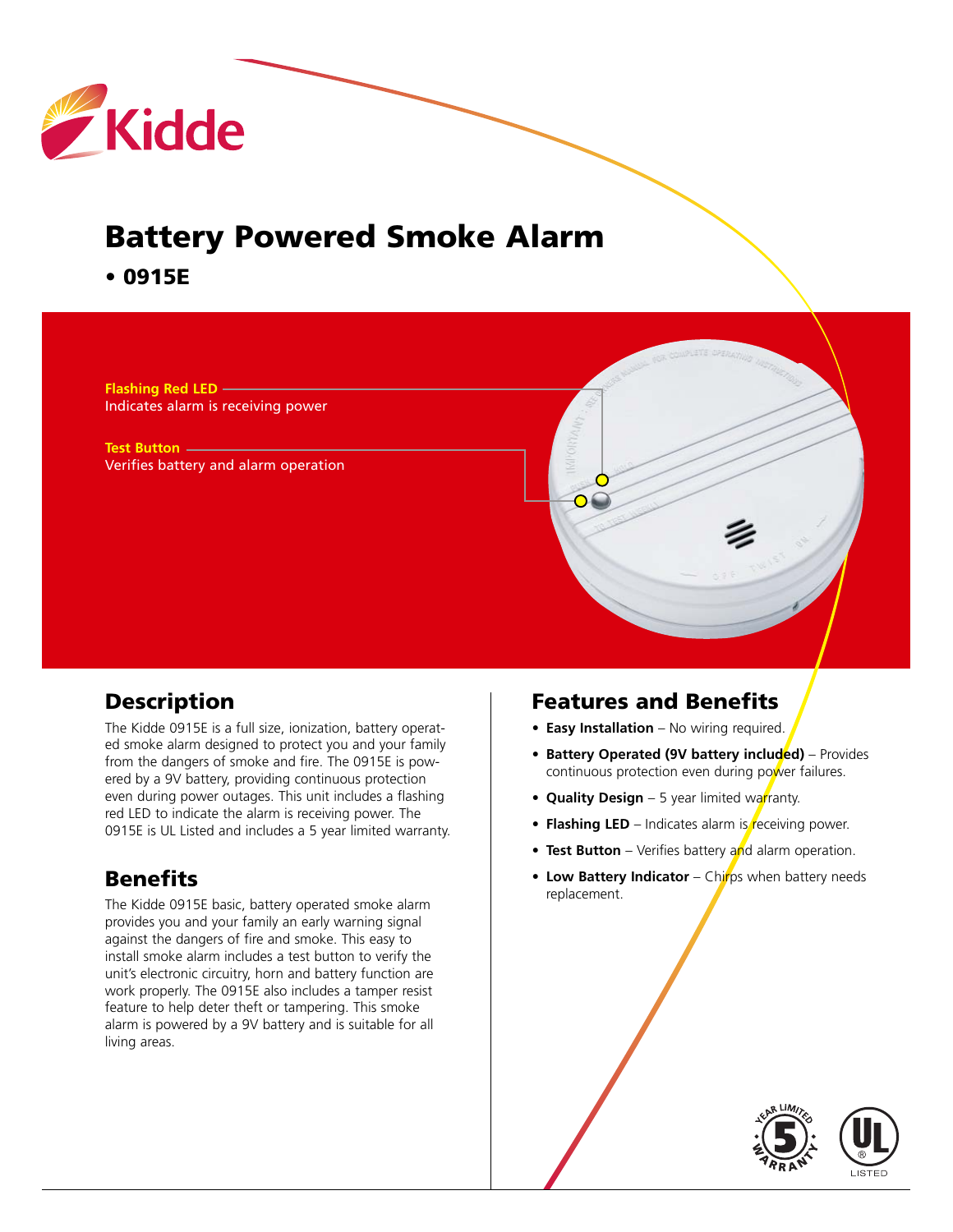# Battery Powered Smoke Alarm

**• 0915E**

**Flashing Red LED**
Indicates alarm is receiving power

**Test Button**
Verifies battery and alarm operation

## Description

The Kidde 0915E is a full size, ionization, battery operated smoke alarm designed to protect you and your family from the dangers of smoke and fire. The 0915E is powered by a 9V battery, providing continuous protection even during power outages. This unit includes a flashing red LED to indicate the alarm is receiving power. The 0915E is UL Listed and includes a 5 year limited warranty.

## Benefits

The Kidde 0915E basic, battery operated smoke alarm provides you and your family an early warning signal against the dangers of fire and smoke. This easy to install smoke alarm includes a test button to verify the unit's electronic circuitry, horn and battery function are work properly. The 0915E also includes a tamper resist feature to help deter theft or tampering. This smoke alarm is powered by a 9V battery and is suitable for all living areas.

## Features and Benefits

- **Easy Installation** – No wiring required.
- **Battery Operated (9V battery included)** – Provides continuous protection even during power failures.
- **Quality Design** – 5 year limited warranty.
- **Flashing LED** – Indicates alarm is receiving power.
- **Test Button** – Verifies battery and alarm operation.
- **Low Battery Indicator** – Chirps when battery needs replacement.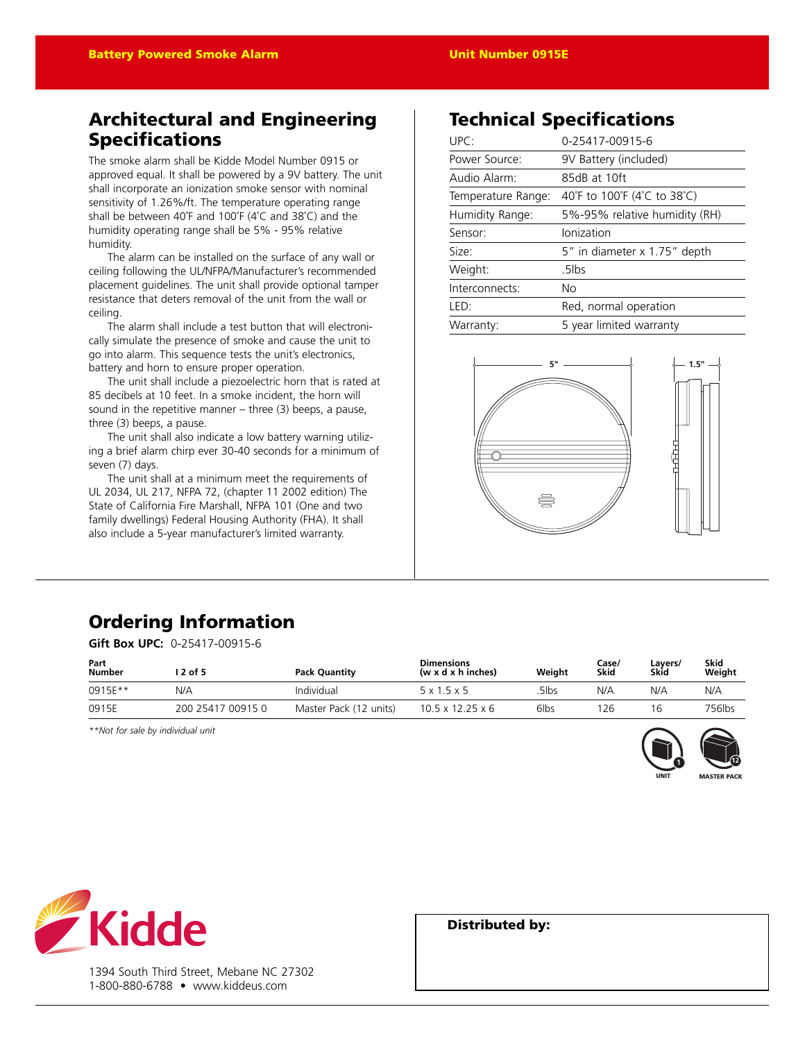Battery Powered Smoke Alarm — Unit Number 0915E

## Architectural and Engineering Specifications

The smoke alarm shall be Kidde Model Number 0915 or approved equal. It shall be powered by a 9V battery. The unit shall incorporate an ionization smoke sensor with nominal sensitivity of 1.26%/ft. The temperature operating range shall be between 40˚F and 100˚F (4˚C and 38˚C) and the humidity operating range shall be 5% - 95% relative humidity.

The alarm can be installed on the surface of any wall or ceiling following the UL/NFPA/Manufacturer's recommended placement guidelines. The unit shall provide optional tamper resistance that deters removal of the unit from the wall or ceiling.

The alarm shall include a test button that will electronically simulate the presence of smoke and cause the unit to go into alarm. This sequence tests the unit's electronics, battery and horn to ensure proper operation.

The unit shall include a piezoelectric horn that is rated at 85 decibels at 10 feet. In a smoke incident, the horn will sound in the repetitive manner – three (3) beeps, a pause, three (3) beeps, a pause.

The unit shall also indicate a low battery warning utilizing a brief alarm chirp ever 30-40 seconds for a minimum of seven (7) days.

The unit shall at a minimum meet the requirements of UL 2034, UL 217, NFPA 72, (chapter 11 2002 edition) The State of California Fire Marshall, NFPA 101 (One and two family dwellings) Federal Housing Authority (FHA). It shall also include a 5-year manufacturer's limited warranty.

## Technical Specifications

| | |
|---|---|
| UPC: | 0-25417-00915-6 |
| Power Source: | 9V Battery (included) |
| Audio Alarm: | 85dB at 10ft |
| Temperature Range: | 40˚F to 100˚F (4˚C to 38˚C) |
| Humidity Range: | 5%-95% relative humidity (RH) |
| Sensor: | Ionization |
| Size: | 5" in diameter x 1.75" depth |
| Weight: | .5lbs |
| Interconnects: | No |
| LED: | Red, normal operation |
| Warranty: | 5 year limited warranty |

5"

1.5"

## Ordering Information

**Gift Box UPC:** 0-25417-00915-6

| Part Number | I 2 of 5 | Pack Quantity | Dimensions (w x d x h inches) | Weight | Case/ Skid | Layers/ Skid | Skid Weight |
|---|---|---|---|---|---|---|---|
| 0915E** | N/A | Individual | 5 x 1.5 x 5 | .5lbs | N/A | N/A | N/A |
| 0915E | 200 25417 00915 0 | Master Pack (12 units) | 10.5 x 12.25 x 6 | 6lbs | 126 | 16 | 756lbs |

*\*\*Not for sale by individual unit*

1 UNIT

12 MASTER PACK

Kidde

1394 South Third Street, Mebane NC 27302
1-800-880-6788 • www.kiddeus.com

**Distributed by:**